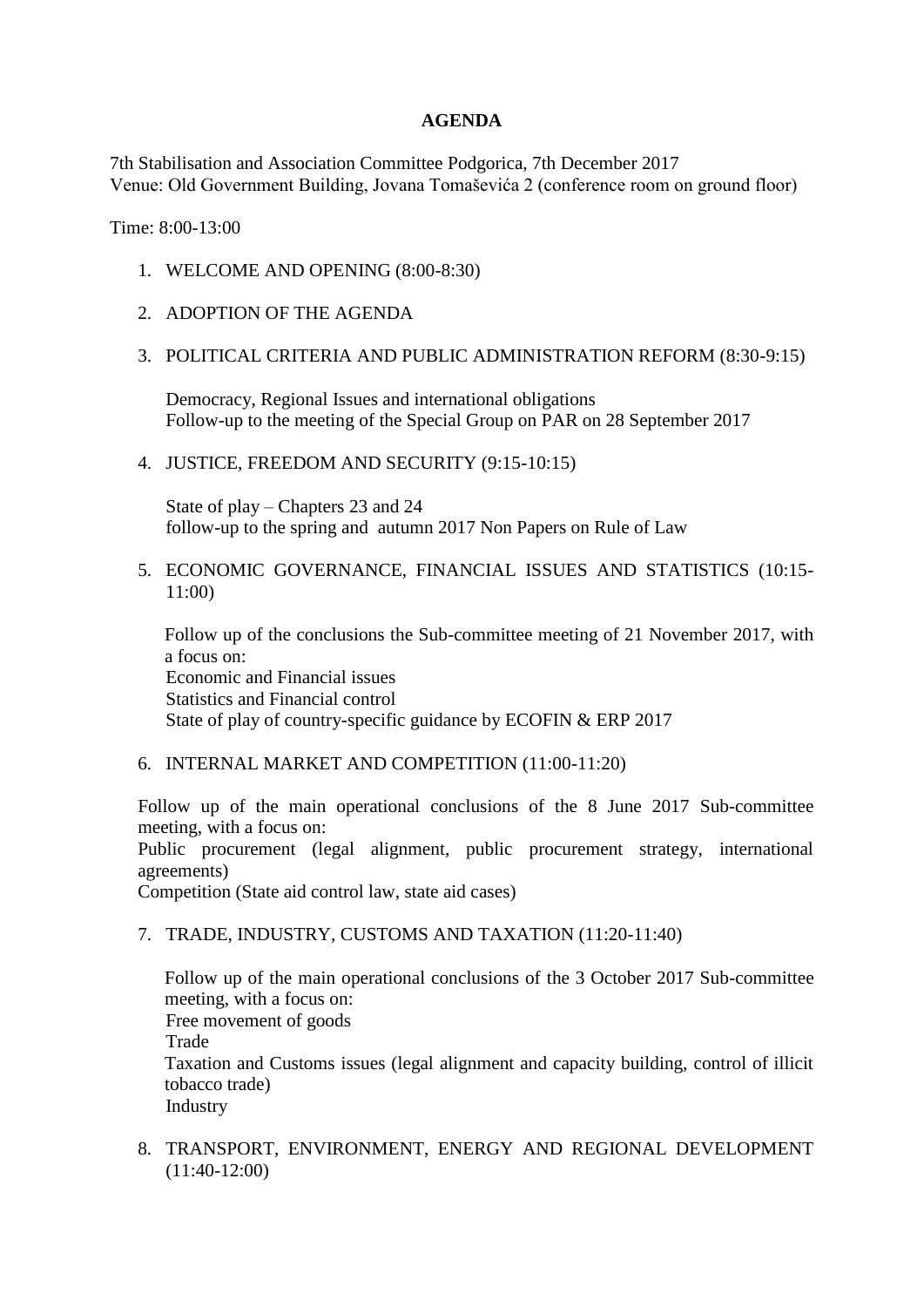**AGENDA**

7th Stabilisation and Association Committee Podgorica, 7th December 2017
Venue: Old Government Building, Jovana Tomaševića 2 (conference room on ground floor)

Time: 8:00-13:00

1. WELCOME AND OPENING (8:00-8:30)

2. ADOPTION OF THE AGENDA

3. POLITICAL CRITERIA AND PUBLIC ADMINISTRATION REFORM (8:30-9:15)

   Democracy, Regional Issues and international obligations
   Follow-up to the meeting of the Special Group on PAR on 28 September 2017

4. JUSTICE, FREEDOM AND SECURITY (9:15-10:15)

   State of play – Chapters 23 and 24
   follow-up to the spring and autumn 2017 Non Papers on Rule of Law

5. ECONOMIC GOVERNANCE, FINANCIAL ISSUES AND STATISTICS (10:15-11:00)

   Follow up of the conclusions the Sub-committee meeting of 21 November 2017, with a focus on:
   Economic and Financial issues
   Statistics and Financial control
   State of play of country-specific guidance by ECOFIN & ERP 2017

6. INTERNAL MARKET AND COMPETITION (11:00-11:20)

   Follow up of the main operational conclusions of the 8 June 2017 Sub-committee meeting, with a focus on:
   Public procurement (legal alignment, public procurement strategy, international agreements)
   Competition (State aid control law, state aid cases)

7. TRADE, INDUSTRY, CUSTOMS AND TAXATION (11:20-11:40)

   Follow up of the main operational conclusions of the 3 October 2017 Sub-committee meeting, with a focus on:
   Free movement of goods
   Trade
   Taxation and Customs issues (legal alignment and capacity building, control of illicit tobacco trade)
   Industry

8. TRANSPORT, ENVIRONMENT, ENERGY AND REGIONAL DEVELOPMENT (11:40-12:00)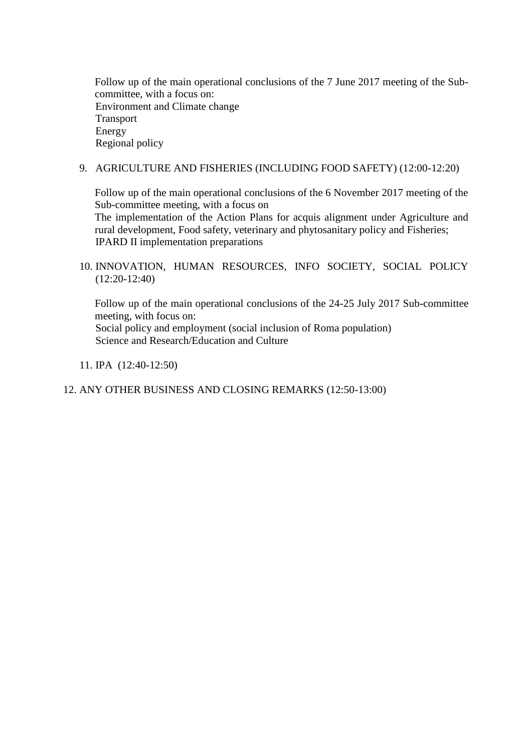Follow up of the main operational conclusions of the 7 June 2017 meeting of the Sub-committee, with a focus on:

- Environment and Climate change
- Transport
- Energy
- Regional policy

9. AGRICULTURE AND FISHERIES (INCLUDING FOOD SAFETY) (12:00-12:20)

Follow up of the main operational conclusions of the 6 November 2017 meeting of the Sub-committee meeting, with a focus on

- The implementation of the Action Plans for acquis alignment under Agriculture and rural development, Food safety, veterinary and phytosanitary policy and Fisheries;
- IPARD II implementation preparations

10. INNOVATION, HUMAN RESOURCES, INFO SOCIETY, SOCIAL POLICY (12:20-12:40)

Follow up of the main operational conclusions of the 24-25 July 2017 Sub-committee meeting, with focus on:

- Social policy and employment (social inclusion of Roma population)
- Science and Research/Education and Culture

11. IPA (12:40-12:50)

12. ANY OTHER BUSINESS AND CLOSING REMARKS (12:50-13:00)